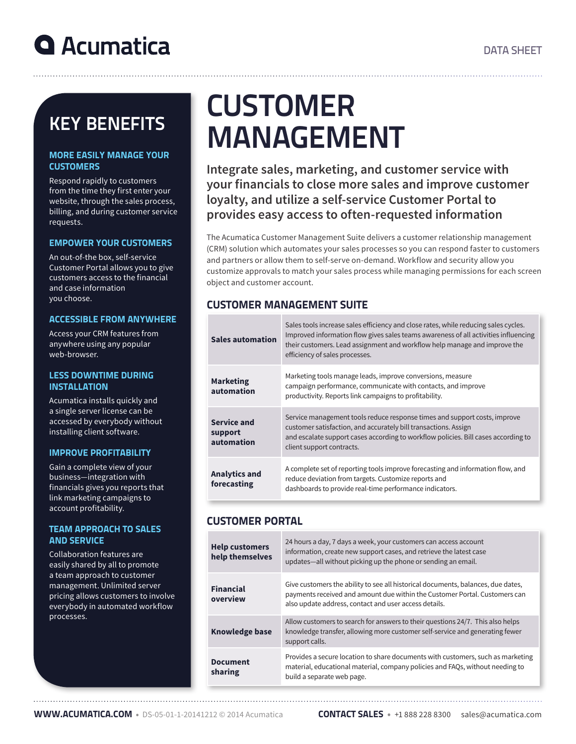Acumatica

DATA SHEET

# CUSTOMER MANAGEMENT

## Integrate sales, marketing, and customer service with your financials to close more sales and improve customer loyalty, and utilize a self-service Customer Portal to provides easy access to often-requested information

The Acumatica Customer Management Suite delivers a customer relationship management (CRM) solution which automates your sales processes so you can respond faster to customers and partners or allow them to self-serve on-demand. Workflow and security allow you customize approvals to match your sales process while managing permissions for each screen object and customer account.

## KEY BENEFITS

### MORE EASILY MANAGE YOUR CUSTOMERS

Respond rapidly to customers from the time they first enter your website, through the sales process, billing, and during customer service requests.

### EMPOWER YOUR CUSTOMERS

An out-of-the box, self-service Customer Portal allows you to give customers access to the financial and case information you choose.

### ACCESSIBLE FROM ANYWHERE

Access your CRM features from anywhere using any popular web-browser.

### LESS DOWNTIME DURING INSTALLATION

Acumatica installs quickly and a single server license can be accessed by everybody without installing client software.

### IMPROVE PROFITABILITY

Gain a complete view of your business—integration with financials gives you reports that link marketing campaigns to account profitability.

### TEAM APPROACH TO SALES AND SERVICE

Collaboration features are easily shared by all to promote a team approach to customer management. Unlimited server pricing allows customers to involve everybody in automated workflow processes.

## CUSTOMER MANAGEMENT SUITE

| | |
|---|---|
| **Sales automation** | Sales tools increase sales efficiency and close rates, while reducing sales cycles. Improved information flow gives sales teams awareness of all activities influencing their customers. Lead assignment and workflow help manage and improve the efficiency of sales processes. |
| **Marketing automation** | Marketing tools manage leads, improve conversions, measure campaign performance, communicate with contacts, and improve productivity. Reports link campaigns to profitability. |
| **Service and support automation** | Service management tools reduce response times and support costs, improve customer satisfaction, and accurately bill transactions. Assign and escalate support cases according to workflow policies. Bill cases according to client support contracts. |
| **Analytics and forecasting** | A complete set of reporting tools improve forecasting and information flow, and reduce deviation from targets. Customize reports and dashboards to provide real-time performance indicators. |

## CUSTOMER PORTAL

| | |
|---|---|
| **Help customers help themselves** | 24 hours a day, 7 days a week, your customers can access account information, create new support cases, and retrieve the latest case updates—all without picking up the phone or sending an email. |
| **Financial overview** | Give customers the ability to see all historical documents, balances, due dates, payments received and amount due within the Customer Portal. Customers can also update address, contact and user access details. |
| **Knowledge base** | Allow customers to search for answers to their questions 24/7. This also helps knowledge transfer, allowing more customer self-service and generating fewer support calls. |
| **Document sharing** | Provides a secure location to share documents with customers, such as marketing material, educational material, company policies and FAQs, without needing to build a separate web page. |

**WWW.ACUMATICA.COM** • DS-05-01-1-20141212 © 2014 Acumatica  **CONTACT SALES** • +1 888 228 8300 sales@acumatica.com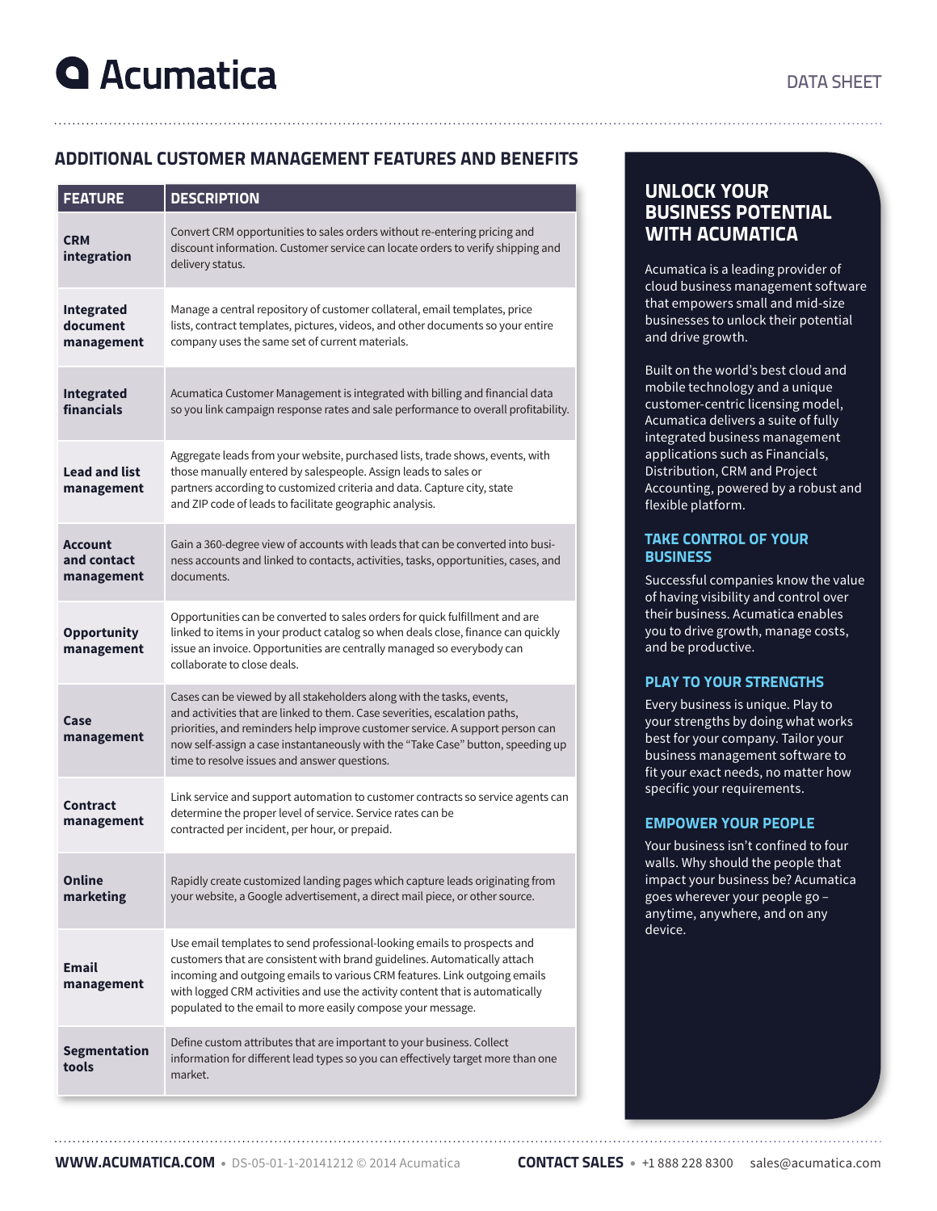## ADDITIONAL CUSTOMER MANAGEMENT FEATURES AND BENEFITS

| FEATURE | DESCRIPTION |
|---|---|
| **CRM integration** | Convert CRM opportunities to sales orders without re-entering pricing and discount information. Customer service can locate orders to verify shipping and delivery status. |
| **Integrated document management** | Manage a central repository of customer collateral, email templates, price lists, contract templates, pictures, videos, and other documents so your entire company uses the same set of current materials. |
| **Integrated financials** | Acumatica Customer Management is integrated with billing and financial data so you link campaign response rates and sale performance to overall profitability. |
| **Lead and list management** | Aggregate leads from your website, purchased lists, trade shows, events, with those manually entered by salespeople. Assign leads to sales or partners according to customized criteria and data. Capture city, state and ZIP code of leads to facilitate geographic analysis. |
| **Account and contact management** | Gain a 360-degree view of accounts with leads that can be converted into business accounts and linked to contacts, activities, tasks, opportunities, cases, and documents. |
| **Opportunity management** | Opportunities can be converted to sales orders for quick fulfillment and are linked to items in your product catalog so when deals close, finance can quickly issue an invoice. Opportunities are centrally managed so everybody can collaborate to close deals. |
| **Case management** | Cases can be viewed by all stakeholders along with the tasks, events, and activities that are linked to them. Case severities, escalation paths, priorities, and reminders help improve customer service. A support person can now self-assign a case instantaneously with the "Take Case" button, speeding up time to resolve issues and answer questions. |
| **Contract management** | Link service and support automation to customer contracts so service agents can determine the proper level of service. Service rates can be contracted per incident, per hour, or prepaid. |
| **Online marketing** | Rapidly create customized landing pages which capture leads originating from your website, a Google advertisement, a direct mail piece, or other source. |
| **Email management** | Use email templates to send professional-looking emails to prospects and customers that are consistent with brand guidelines. Automatically attach incoming and outgoing emails to various CRM features. Link outgoing emails with logged CRM activities and use the activity content that is automatically populated to the email to more easily compose your message. |
| **Segmentation tools** | Define custom attributes that are important to your business. Collect information for different lead types so you can effectively target more than one market. |

## UNLOCK YOUR BUSINESS POTENTIAL WITH ACUMATICA

Acumatica is a leading provider of cloud business management software that empowers small and mid-size businesses to unlock their potential and drive growth.

Built on the world's best cloud and mobile technology and a unique customer-centric licensing model, Acumatica delivers a suite of fully integrated business management applications such as Financials, Distribution, CRM and Project Accounting, powered by a robust and flexible platform.

### TAKE CONTROL OF YOUR BUSINESS

Successful companies know the value of having visibility and control over their business. Acumatica enables you to drive growth, manage costs, and be productive.

### PLAY TO YOUR STRENGTHS

Every business is unique. Play to your strengths by doing what works best for your company. Tailor your business management software to fit your exact needs, no matter how specific your requirements.

### EMPOWER YOUR PEOPLE

Your business isn't confined to four walls. Why should the people that impact your business be? Acumatica goes wherever your people go – anytime, anywhere, and on any device.

**WWW.ACUMATICA.COM** • DS-05-01-1-20141212 © 2014 Acumatica

**CONTACT SALES** • +1 888 228 8300 sales@acumatica.com